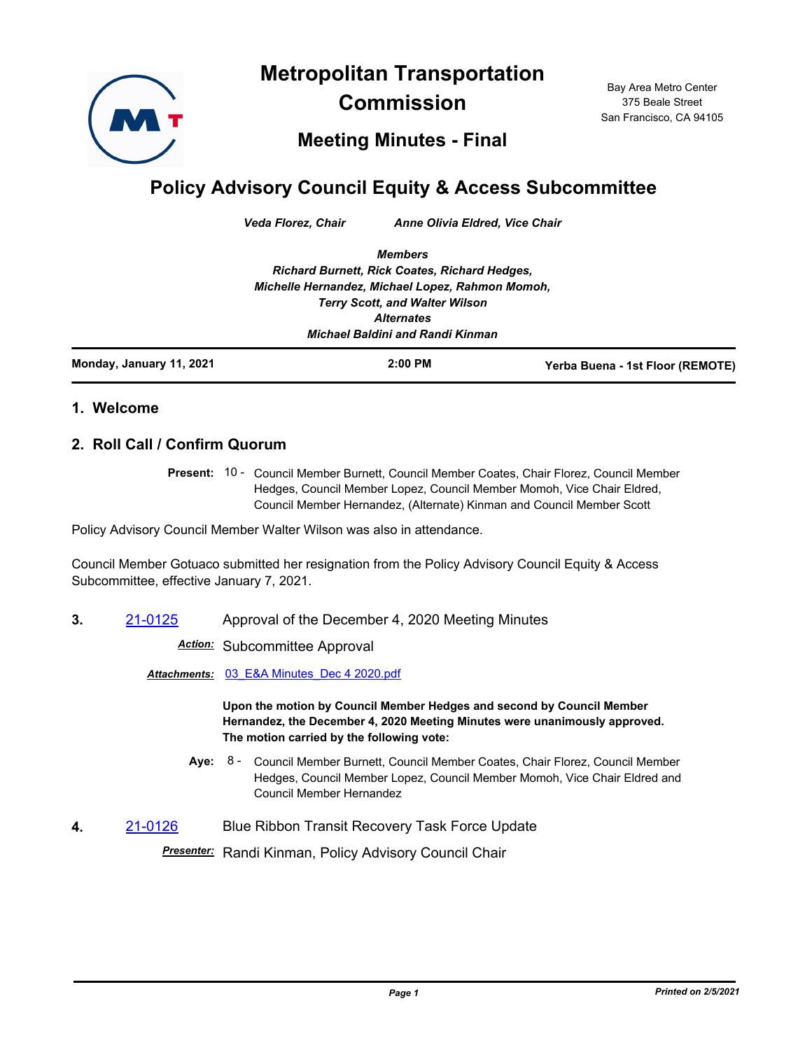# Metropolitan Transportation Commission

## Meeting Minutes - Final

Bay Area Metro Center
375 Beale Street
San Francisco, CA 94105

# Policy Advisory Council Equity & Access Subcommittee

*Veda Florez, Chair* *Anne Olivia Eldred, Vice Chair*

*Members*
*Richard Burnett, Rick Coates, Richard Hedges,*
*Michelle Hernandez, Michael Lopez, Rahmon Momoh,*
*Terry Scott, and Walter Wilson*
*Alternates*
*Michael Baldini and Randi Kinman*

**Monday, January 11, 2021** **2:00 PM** **Yerba Buena - 1st Floor (REMOTE)**

## 1. Welcome

## 2. Roll Call / Confirm Quorum

**Present:** 10 - Council Member Burnett, Council Member Coates, Chair Florez, Council Member Hedges, Council Member Lopez, Council Member Momoh, Vice Chair Eldred, Council Member Hernandez, (Alternate) Kinman and Council Member Scott

Policy Advisory Council Member Walter Wilson was also in attendance.

Council Member Gotuaco submitted her resignation from the Policy Advisory Council Equity & Access Subcommittee, effective January 7, 2021.

**3.** 21-0125 Approval of the December 4, 2020 Meeting Minutes

***Action:*** Subcommittee Approval

***Attachments:*** 03_E&A Minutes_Dec 4 2020.pdf

**Upon the motion by Council Member Hedges and second by Council Member Hernandez, the December 4, 2020 Meeting Minutes were unanimously approved. The motion carried by the following vote:**

**Aye:** 8 - Council Member Burnett, Council Member Coates, Chair Florez, Council Member Hedges, Council Member Lopez, Council Member Momoh, Vice Chair Eldred and Council Member Hernandez

**4.** 21-0126 Blue Ribbon Transit Recovery Task Force Update

***Presenter:*** Randi Kinman, Policy Advisory Council Chair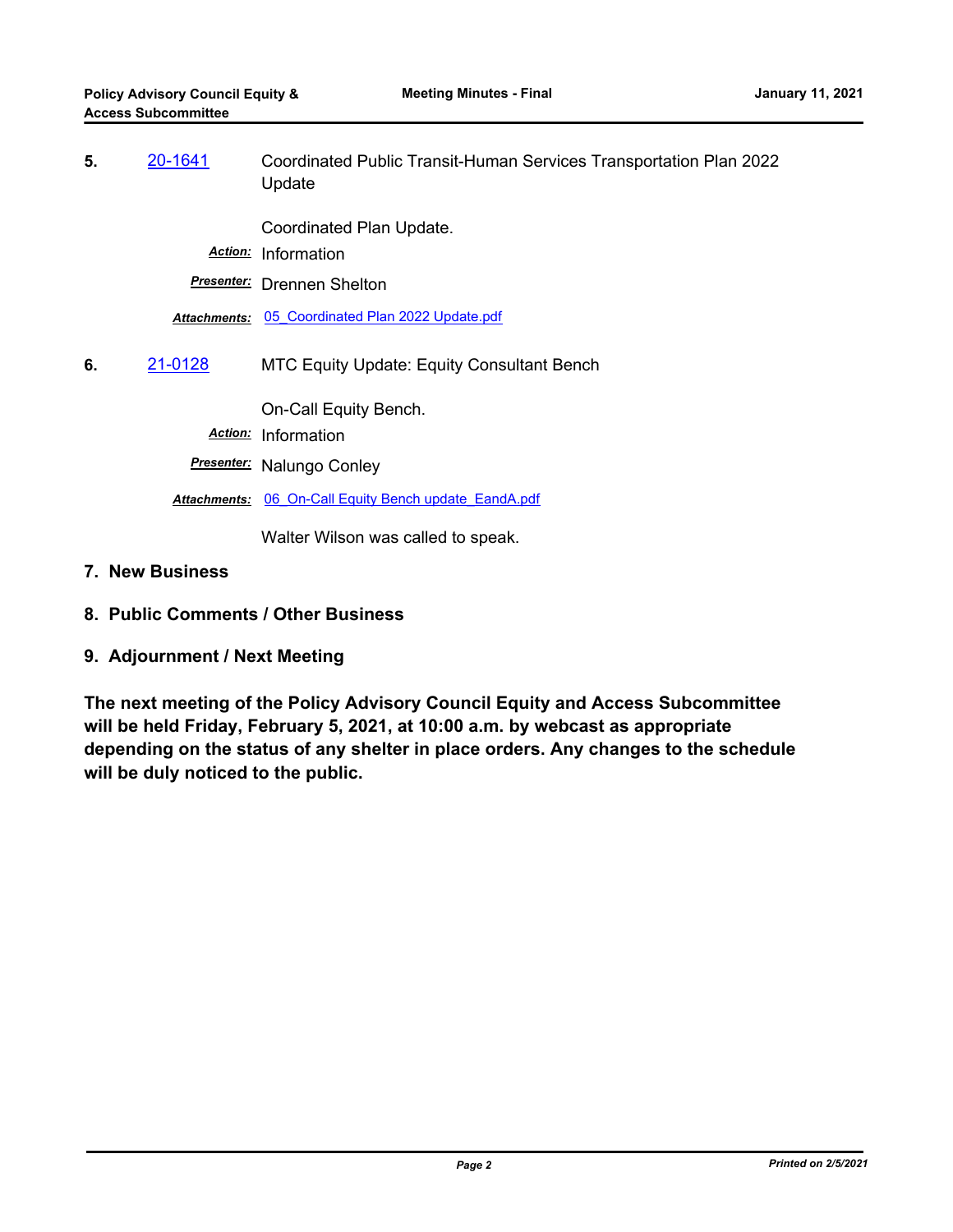**5.** 20-1641 Coordinated Public Transit-Human Services Transportation Plan 2022 Update

Coordinated Plan Update.

***Action:*** Information

***Presenter:*** Drennen Shelton

***Attachments:*** 05_Coordinated Plan 2022 Update.pdf

**6.** 21-0128 MTC Equity Update: Equity Consultant Bench

On-Call Equity Bench.

***Action:*** Information

***Presenter:*** Nalungo Conley

***Attachments:*** 06_On-Call Equity Bench update_EandA.pdf

Walter Wilson was called to speak.

## 7. New Business

## 8. Public Comments / Other Business

## 9. Adjournment / Next Meeting

**The next meeting of the Policy Advisory Council Equity and Access Subcommittee will be held Friday, February 5, 2021, at 10:00 a.m. by webcast as appropriate depending on the status of any shelter in place orders. Any changes to the schedule will be duly noticed to the public.**